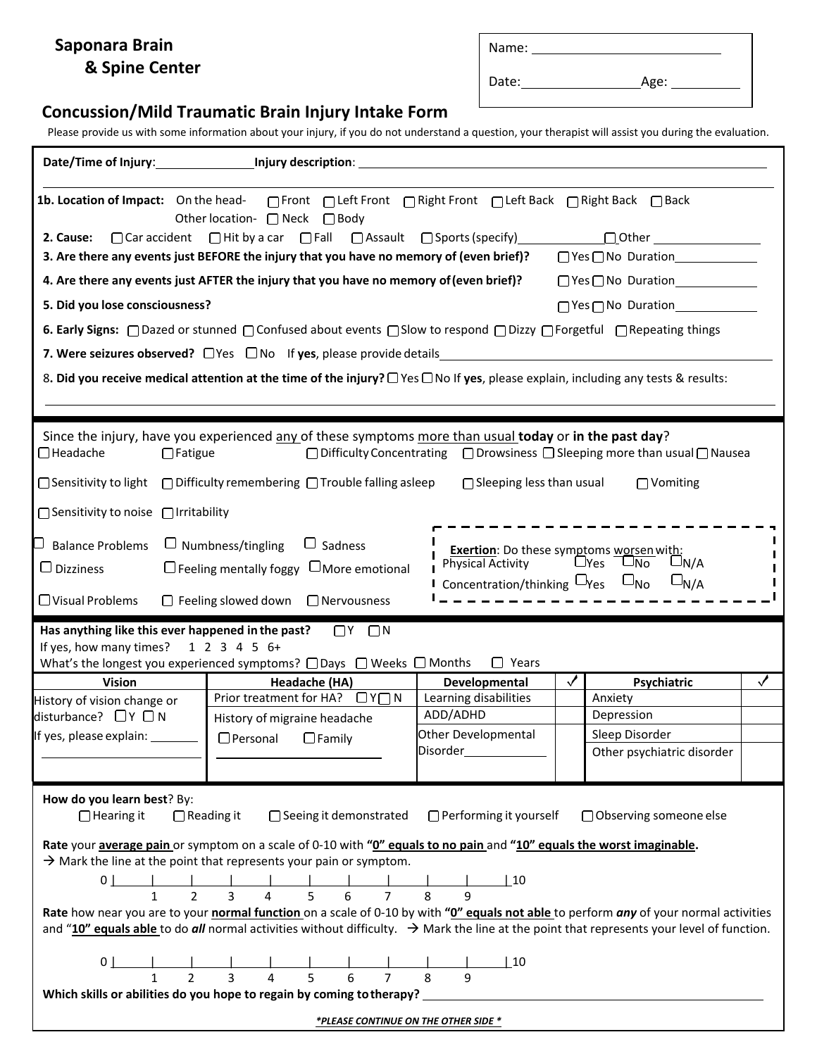# Saponara Brain & Spine Center

Name: ______________________

Date: ______________ Age: ________

## Concussion/Mild Traumatic Brain Injury Intake Form

Please provide us with some information about your injury, if you do not understand a question, your therapist will assist you during the evaluation.

**Date/Time of Injury**: ______________ **Injury description**: ______________________________________________

**1b. Location of Impact:** On the head- ☐ Front ☐ Left Front ☐ Right Front ☐ Left Back ☐ Right Back ☐ Back
Other location- ☐ Neck ☐ Body

**2. Cause:** ☐ Car accident ☐ Hit by a car ☐ Fall ☐ Assault ☐ Sports (specify)____________ ☐ Other ______________

**3. Are there any events just BEFORE the injury that you have no memory of (even brief)?** ☐ Yes ☐ No Duration____________

**4. Are there any events just AFTER the injury that you have no memory of (even brief)?** ☐ Yes ☐ No Duration____________

**5. Did you lose consciousness?** ☐ Yes ☐ No Duration____________

**6. Early Signs:** ☐ Dazed or stunned ☐ Confused about events ☐ Slow to respond ☐ Dizzy ☐ Forgetful ☐ Repeating things

**7. Were seizures observed?** ☐ Yes ☐ No If **yes**, please provide details______________________________________

8**. Did you receive medical attention at the time of the injury?** ☐ Yes ☐ No If **yes**, please explain, including any tests & results:

______________________________________________________________________________

Since the injury, have you experienced any of these symptoms more than usual **today** or **in the past day**?

☐ Headache ☐ Fatigue ☐ Difficulty Concentrating ☐ Drowsiness ☐ Sleeping more than usual ☐ Nausea

☐ Sensitivity to light ☐ Difficulty remembering ☐ Trouble falling asleep ☐ Sleeping less than usual ☐ Vomiting

☐ Sensitivity to noise ☐ Irritability

☐ Balance Problems ☐ Numbness/tingling ☐ Sadness

☐ Dizziness ☐ Feeling mentally foggy ☐ More emotional

☐ Visual Problems ☐ Feeling slowed down ☐ Nervousness

**Exertion**: Do these symptoms worsen with:
Physical Activity ☐ Yes ☐ No ☐ N/A
Concentration/thinking ☐ Yes ☐ No ☐ N/A

**Has anything like this ever happened in the past?** ☐ Y ☐ N
If yes, how many times? 1 2 3 4 5 6+
What's the longest you experienced symptoms? ☐ Days ☐ Weeks ☐ Months ☐ Years

| Vision | Headache (HA) | Developmental | ✓ | Psychiatric | ✓ |
|---|---|---|---|---|---|
| History of vision change or disturbance? ☐ Y ☐ N | Prior treatment for HA? ☐ Y ☐ N | Learning disabilities | | Anxiety | |
| If yes, please explain: ________ | History of migraine headache | ADD/ADHD | | Depression | |
| ________________ | ☐ Personal ☐ Family | Other Developmental Disorder____________ | | Sleep Disorder | |
| | ________________ | | | Other psychiatric disorder | |

**How do you learn best**? By:
☐ Hearing it ☐ Reading it ☐ Seeing it demonstrated ☐ Performing it yourself ☐ Observing someone else

**Rate** your **average pain** or symptom on a scale of 0-10 with **"0" equals to no pain** and **"10" equals the worst imaginable.**
→ Mark the line at the point that represents your pain or symptom.

0 |___|___|___|___|___|___|___|___|___|___| 10
1 2 3 4 5 6 7 8 9

**Rate** how near you are to your **normal function** on a scale of 0-10 by with **"0" equals not able** to perform ***any*** of your normal activities and "**10" equals able** to do ***all*** normal activities without difficulty. → Mark the line at the point that represents your level of function.

0 |___|___|___|___|___|___|___|___|___|___| 10
1 2 3 4 5 6 7 8 9

**Which skills or abilities do you hope to regain by coming to therapy?** ______________________________________

***\*PLEASE CONTINUE ON THE OTHER SIDE \****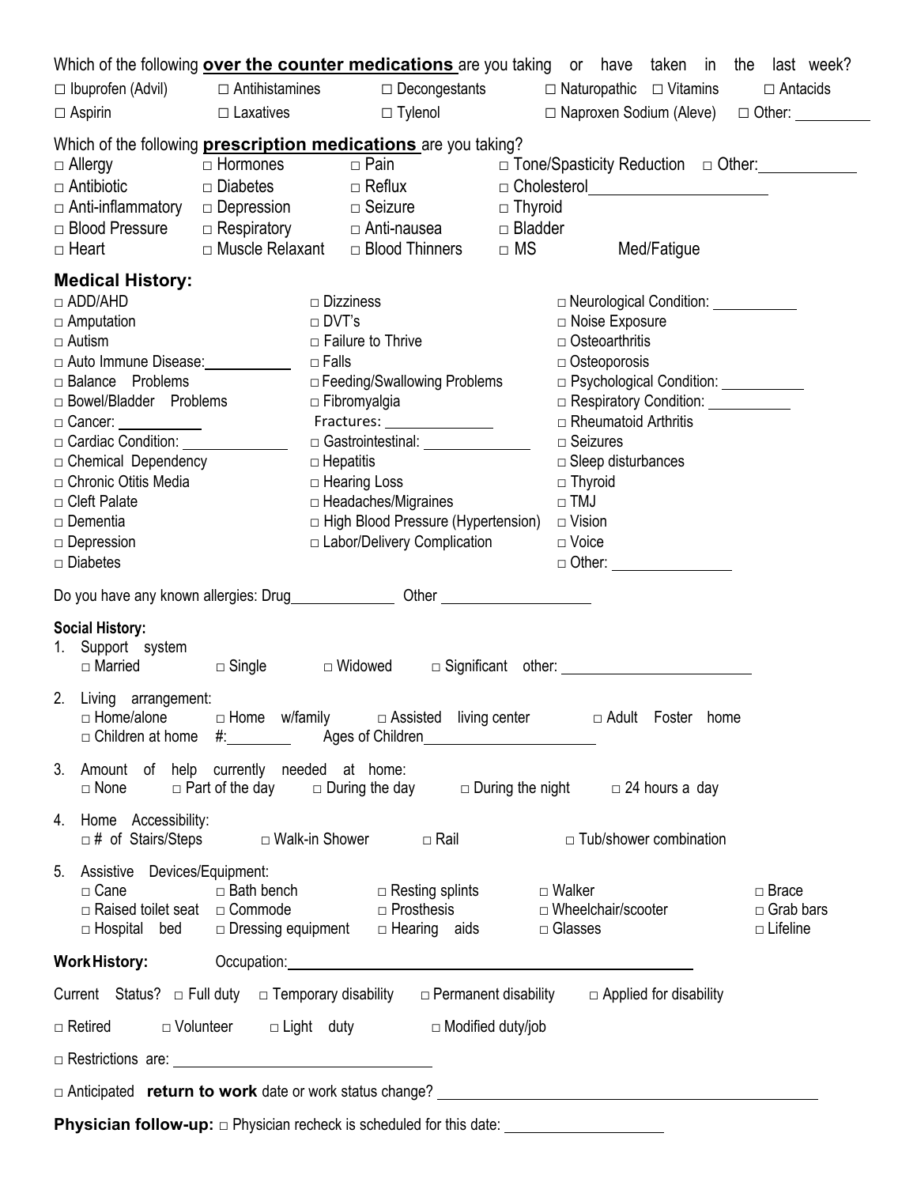Which of the following **over the counter medications** are you taking or have taken in the last week?

□ Ibuprofen (Advil) □ Antihistamines □ Decongestants □ Naturopathic □ Vitamins □ Antacids
□ Aspirin □ Laxatives □ Tylenol □ Naproxen Sodium (Aleve) □ Other: ________

Which of the following **prescription medications** are you taking?

□ Allergy □ Hormones □ Pain □ Tone/Spasticity Reduction □ Other: ________
□ Antibiotic □ Diabetes □ Reflux □ Cholesterol ________
□ Anti-inflammatory □ Depression □ Seizure □ Thyroid
□ Blood Pressure □ Respiratory □ Anti-nausea □ Bladder
□ Heart □ Muscle Relaxant □ Blood Thinners □ MS Med/Fatigue

## Medical History:

□ ADD/AHD
□ Amputation
□ Autism
□ Auto Immune Disease: ________
□ Balance Problems
□ Bowel/Bladder Problems
□ Cancer: ________
□ Cardiac Condition: ________
□ Chemical Dependency
□ Chronic Otitis Media
□ Cleft Palate
□ Dementia
□ Depression
□ Diabetes
□ Dizziness
□ DVT's
□ Failure to Thrive
□ Falls
□ Feeding/Swallowing Problems
□ Fibromyalgia
Fractures: ________
□ Gastrointestinal: ________
□ Hepatitis
□ Hearing Loss
□ Headaches/Migraines
□ High Blood Pressure (Hypertension)
□ Labor/Delivery Complication
□ Neurological Condition: ________
□ Noise Exposure
□ Osteoarthritis
□ Osteoporosis
□ Psychological Condition: ________
□ Respiratory Condition: ________
□ Rheumatoid Arthritis
□ Seizures
□ Sleep disturbances
□ Thyroid
□ TMJ
□ Vision
□ Voice
□ Other: ________

Do you have any known allergies: Drug ________ Other ________

### Social History:

1. Support system
   □ Married □ Single □ Widowed □ Significant other: ________
2. Living arrangement:
   □ Home/alone □ Home w/family □ Assisted living center □ Adult Foster home
   □ Children at home #: ________ Ages of Children ________
3. Amount of help currently needed at home:
   □ None □ Part of the day □ During the day □ During the night □ 24 hours a day
4. Home Accessibility:
   □ # of Stairs/Steps □ Walk-in Shower □ Rail □ Tub/shower combination
5. Assistive Devices/Equipment:
   □ Cane □ Bath bench □ Resting splints □ Walker □ Brace
   □ Raised toilet seat □ Commode □ Prosthesis □ Wheelchair/scooter □ Grab bars
   □ Hospital bed □ Dressing equipment □ Hearing aids □ Glasses □ Lifeline

**Work History:** Occupation: ________

Current Status? □ Full duty □ Temporary disability □ Permanent disability □ Applied for disability

□ Retired □ Volunteer □ Light duty □ Modified duty/job

□ Restrictions are: ________

□ Anticipated **return to work** date or work status change? ________

**Physician follow-up:** □ Physician recheck is scheduled for this date: ________